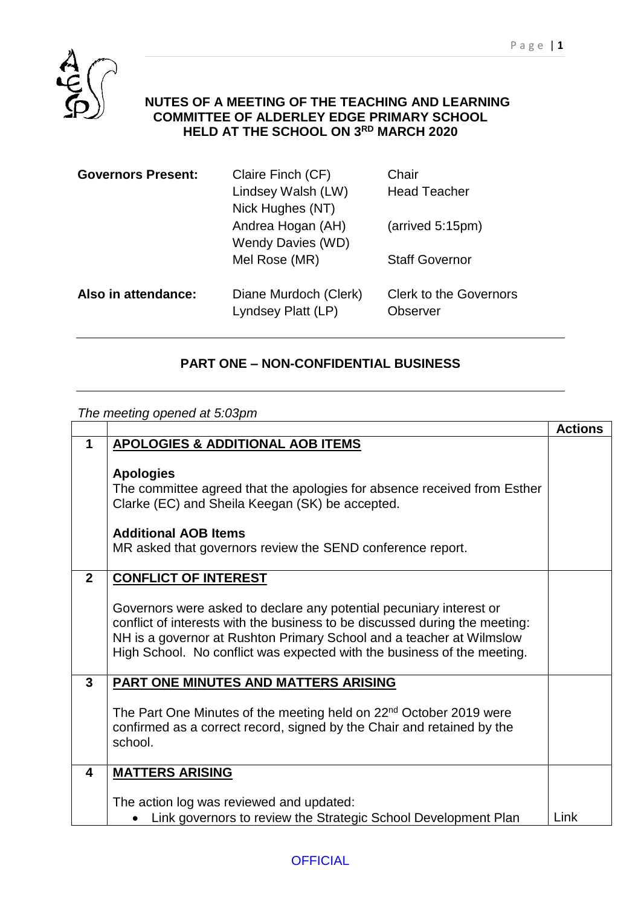# NUTES OF A MEETING OF THE TEACHING AND LEARNING COMMITTEE OF ALDERLEY EDGE PRIMARY SCHOOL HELD AT THE SCHOOL ON 3RD MARCH 2020

| | | |
|---|---|---|
| **Governors Present:** | Claire Finch (CF) | Chair |
| | Lindsey Walsh (LW) | Head Teacher |
| | Nick Hughes (NT) | |
| | Andrea Hogan (AH) | (arrived 5:15pm) |
| | Wendy Davies (WD) | |
| | Mel Rose (MR) | Staff Governor |
| **Also in attendance:** | Diane Murdoch (Clerk) | Clerk to the Governors |
| | Lyndsey Platt (LP) | Observer |

## PART ONE – NON-CONFIDENTIAL BUSINESS

*The meeting opened at 5:03pm*

| | | Actions |
|---|---|---|
| **1** | **APOLOGIES & ADDITIONAL AOB ITEMS**<br><br>**Apologies**<br>The committee agreed that the apologies for absence received from Esther Clarke (EC) and Sheila Keegan (SK) be accepted.<br><br>**Additional AOB Items**<br>MR asked that governors review the SEND conference report. | |
| **2** | **CONFLICT OF INTEREST**<br><br>Governors were asked to declare any potential pecuniary interest or conflict of interests with the business to be discussed during the meeting: NH is a governor at Rushton Primary School and a teacher at Wilmslow High School. No conflict was expected with the business of the meeting. | |
| **3** | **PART ONE MINUTES AND MATTERS ARISING**<br><br>The Part One Minutes of the meeting held on 22nd October 2019 were confirmed as a correct record, signed by the Chair and retained by the school. | |
| **4** | **MATTERS ARISING**<br><br>The action log was reviewed and updated:<br>• Link governors to review the Strategic School Development Plan | Link |

OFFICIAL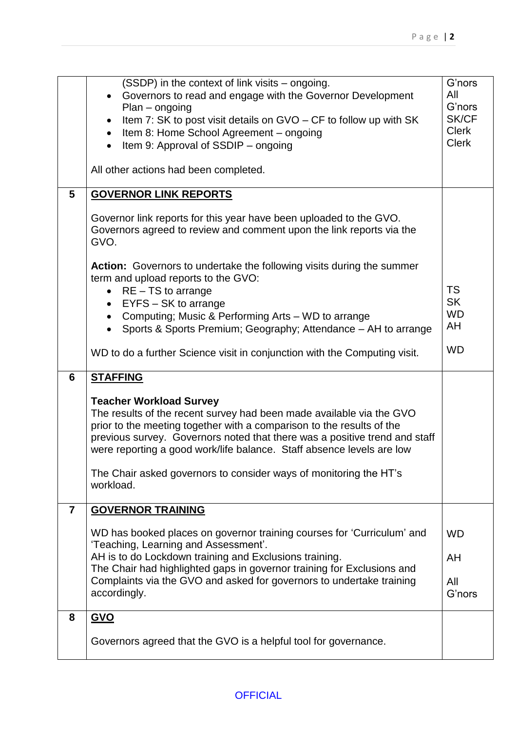| | | |
|---|---|---|
| | (SSDP) in the context of link visits – ongoing.<br>• Governors to read and engage with the Governor Development Plan – ongoing<br>• Item 7: SK to post visit details on GVO – CF to follow up with SK<br>• Item 8: Home School Agreement – ongoing<br>• Item 9: Approval of SSDIP – ongoing<br><br>All other actions had been completed. | G'nors<br>All G'nors<br>SK/CF<br>Clerk<br>Clerk |
| **5** | **GOVERNOR LINK REPORTS**<br><br>Governor link reports for this year have been uploaded to the GVO. Governors agreed to review and comment upon the link reports via the GVO.<br><br>**Action:** Governors to undertake the following visits during the summer term and upload reports to the GVO:<br>• RE – TS to arrange<br>• EYFS – SK to arrange<br>• Computing; Music & Performing Arts – WD to arrange<br>• Sports & Sports Premium; Geography; Attendance – AH to arrange<br><br>WD to do a further Science visit in conjunction with the Computing visit. | TS<br>SK<br>WD<br>AH<br><br>WD |
| **6** | **STAFFING**<br><br>**Teacher Workload Survey**<br>The results of the recent survey had been made available via the GVO prior to the meeting together with a comparison to the results of the previous survey. Governors noted that there was a positive trend and staff were reporting a good work/life balance. Staff absence levels are low<br><br>The Chair asked governors to consider ways of monitoring the HT's workload. | |
| **7** | **GOVERNOR TRAINING**<br><br>WD has booked places on governor training courses for 'Curriculum' and 'Teaching, Learning and Assessment'.<br>AH is to do Lockdown training and Exclusions training.<br>The Chair had highlighted gaps in governor training for Exclusions and Complaints via the GVO and asked for governors to undertake training accordingly. | WD<br><br>AH<br><br>All G'nors |
| **8** | **GVO**<br><br>Governors agreed that the GVO is a helpful tool for governance. | |

OFFICIAL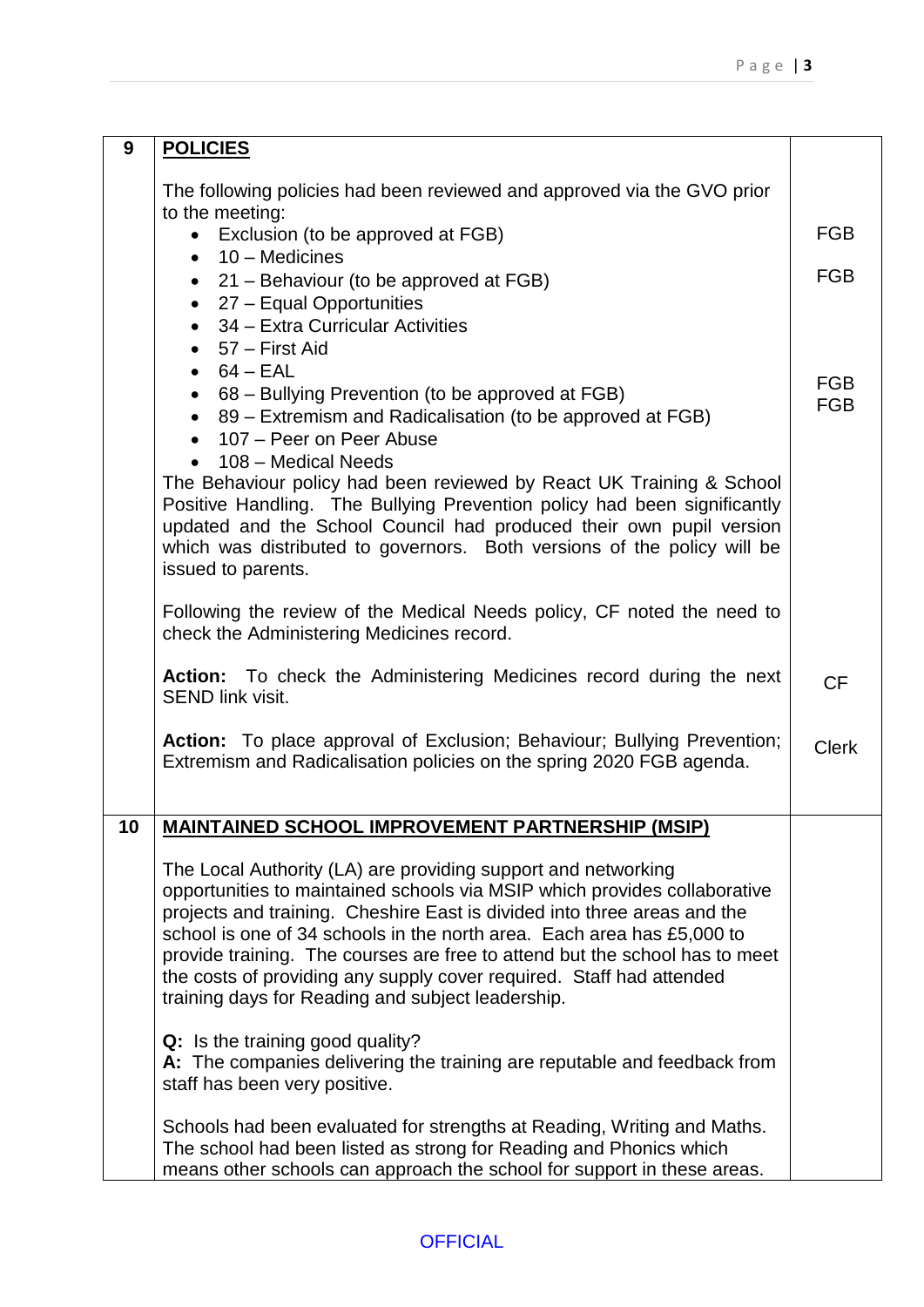| 9 | **POLICIES** | |
|---|---|---|
| | The following policies had been reviewed and approved via the GVO prior to the meeting:<br>• Exclusion (to be approved at FGB)<br>• 10 – Medicines<br>• 21 – Behaviour (to be approved at FGB)<br>• 27 – Equal Opportunities<br>• 34 – Extra Curricular Activities<br>• 57 – First Aid<br>• 64 – EAL<br>• 68 – Bullying Prevention (to be approved at FGB)<br>• 89 – Extremism and Radicalisation (to be approved at FGB)<br>• 107 – Peer on Peer Abuse<br>• 108 – Medical Needs<br>The Behaviour policy had been reviewed by React UK Training & School Positive Handling. The Bullying Prevention policy had been significantly updated and the School Council had produced their own pupil version which was distributed to governors. Both versions of the policy will be issued to parents. | FGB<br>FGB<br>FGB<br>FGB |
| | Following the review of the Medical Needs policy, CF noted the need to check the Administering Medicines record. | |
| | **Action:** To check the Administering Medicines record during the next SEND link visit. | CF |
| | **Action:** To place approval of Exclusion; Behaviour; Bullying Prevention; Extremism and Radicalisation policies on the spring 2020 FGB agenda. | Clerk |
| 10 | **MAINTAINED SCHOOL IMPROVEMENT PARTNERSHIP (MSIP)** | |
| | The Local Authority (LA) are providing support and networking opportunities to maintained schools via MSIP which provides collaborative projects and training. Cheshire East is divided into three areas and the school is one of 34 schools in the north area. Each area has £5,000 to provide training. The courses are free to attend but the school has to meet the costs of providing any supply cover required. Staff had attended training days for Reading and subject leadership. | |
| | **Q:** Is the training good quality?<br>**A:** The companies delivering the training are reputable and feedback from staff has been very positive. | |
| | Schools had been evaluated for strengths at Reading, Writing and Maths. The school had been listed as strong for Reading and Phonics which means other schools can approach the school for support in these areas. | |

OFFICIAL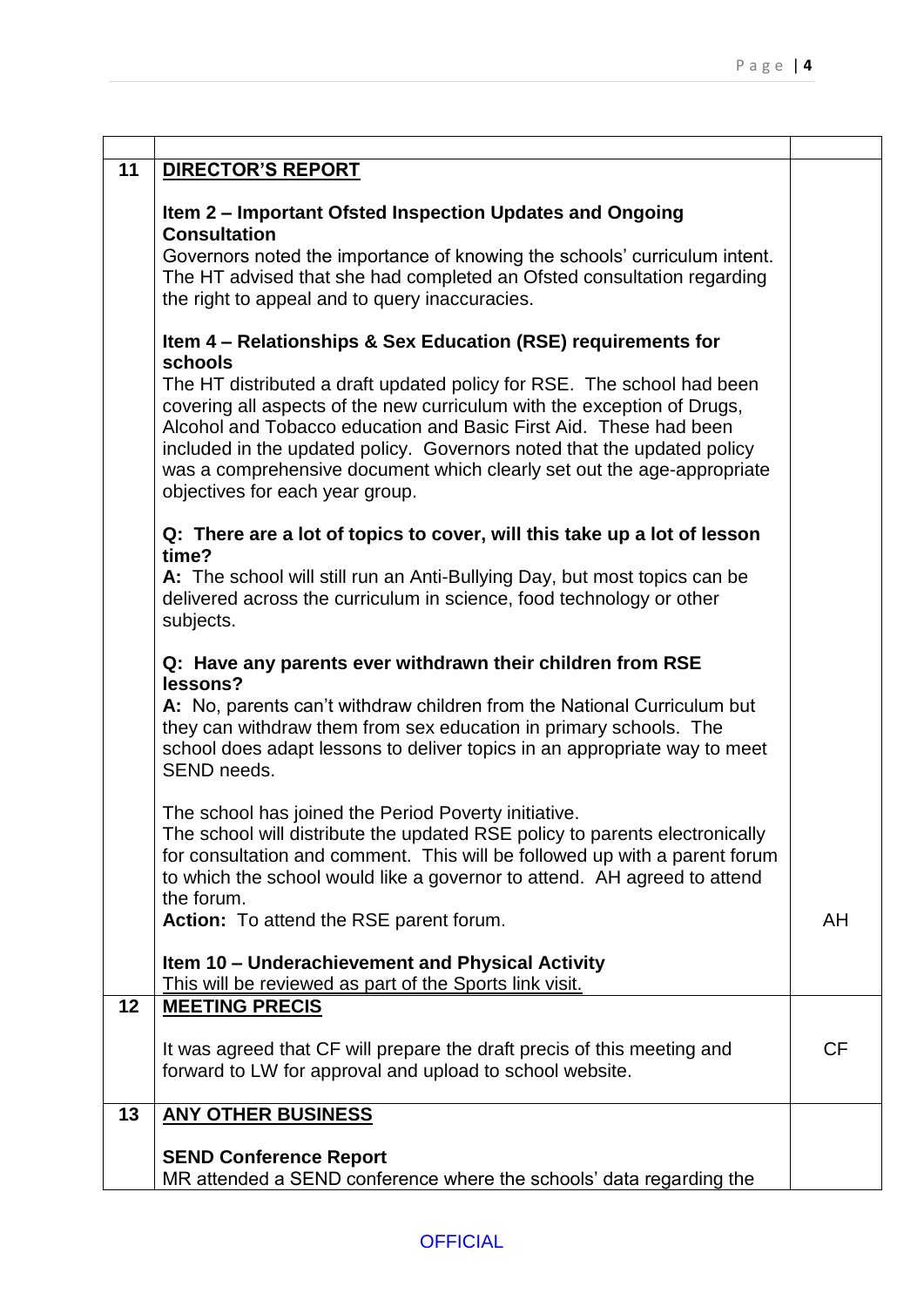| | | |
|---|---|---|
| **11** | **<u>DIRECTOR'S REPORT</u>**<br><br>**Item 2 – Important Ofsted Inspection Updates and Ongoing Consultation**<br>Governors noted the importance of knowing the schools' curriculum intent. The HT advised that she had completed an Ofsted consultation regarding the right to appeal and to query inaccuracies.<br><br>**Item 4 – Relationships & Sex Education (RSE) requirements for schools**<br>The HT distributed a draft updated policy for RSE. The school had been covering all aspects of the new curriculum with the exception of Drugs, Alcohol and Tobacco education and Basic First Aid. These had been included in the updated policy. Governors noted that the updated policy was a comprehensive document which clearly set out the age-appropriate objectives for each year group.<br><br>**Q: There are a lot of topics to cover, will this take up a lot of lesson time?**<br>**A:** The school will still run an Anti-Bullying Day, but most topics can be delivered across the curriculum in science, food technology or other subjects.<br><br>**Q: Have any parents ever withdrawn their children from RSE lessons?**<br>**A:** No, parents can't withdraw children from the National Curriculum but they can withdraw them from sex education in primary schools. The school does adapt lessons to deliver topics in an appropriate way to meet SEND needs.<br><br>The school has joined the Period Poverty initiative.<br>The school will distribute the updated RSE policy to parents electronically for consultation and comment. This will be followed up with a parent forum to which the school would like a governor to attend. AH agreed to attend the forum.<br>**Action:** To attend the RSE parent forum.<br><br>**Item 10 – Underachievement and Physical Activity**<br><u>This will be reviewed as part of the Sports link visit.</u> | AH |
| **12** | **<u>MEETING PRECIS</u>**<br><br>It was agreed that CF will prepare the draft precis of this meeting and forward to LW for approval and upload to school website. | CF |
| **13** | **<u>ANY OTHER BUSINESS</u>**<br><br>**SEND Conference Report**<br>MR attended a SEND conference where the schools' data regarding the | |

OFFICIAL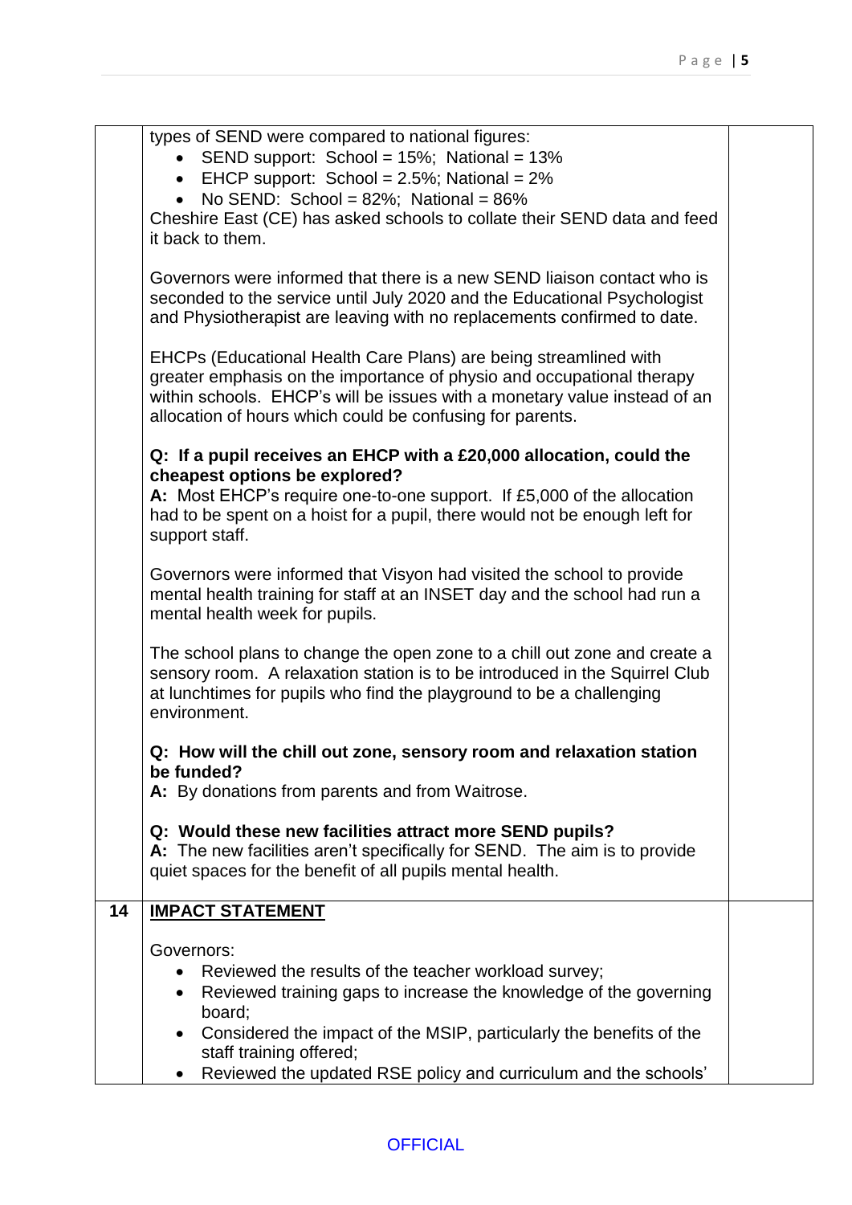| | | |
|---|---|---|
| | types of SEND were compared to national figures:<br>• SEND support: School = 15%; National = 13%<br>• EHCP support: School = 2.5%; National = 2%<br>• No SEND: School = 82%; National = 86%<br>Cheshire East (CE) has asked schools to collate their SEND data and feed it back to them.<br><br>Governors were informed that there is a new SEND liaison contact who is seconded to the service until July 2020 and the Educational Psychologist and Physiotherapist are leaving with no replacements confirmed to date.<br><br>EHCPs (Educational Health Care Plans) are being streamlined with greater emphasis on the importance of physio and occupational therapy within schools. EHCP's will be issues with a monetary value instead of an allocation of hours which could be confusing for parents.<br><br>**Q: If a pupil receives an EHCP with a £20,000 allocation, could the cheapest options be explored?**<br>**A:** Most EHCP's require one-to-one support. If £5,000 of the allocation had to be spent on a hoist for a pupil, there would not be enough left for support staff.<br><br>Governors were informed that Visyon had visited the school to provide mental health training for staff at an INSET day and the school had run a mental health week for pupils.<br><br>The school plans to change the open zone to a chill out zone and create a sensory room. A relaxation station is to be introduced in the Squirrel Club at lunchtimes for pupils who find the playground to be a challenging environment.<br><br>**Q: How will the chill out zone, sensory room and relaxation station be funded?**<br>**A:** By donations from parents and from Waitrose.<br><br>**Q: Would these new facilities attract more SEND pupils?**<br>**A:** The new facilities aren't specifically for SEND. The aim is to provide quiet spaces for the benefit of all pupils mental health. | |
| **14** | **<u>IMPACT STATEMENT</u>**<br><br>Governors:<br>• Reviewed the results of the teacher workload survey;<br>• Reviewed training gaps to increase the knowledge of the governing board;<br>• Considered the impact of the MSIP, particularly the benefits of the staff training offered;<br>• Reviewed the updated RSE policy and curriculum and the schools' | |

OFFICIAL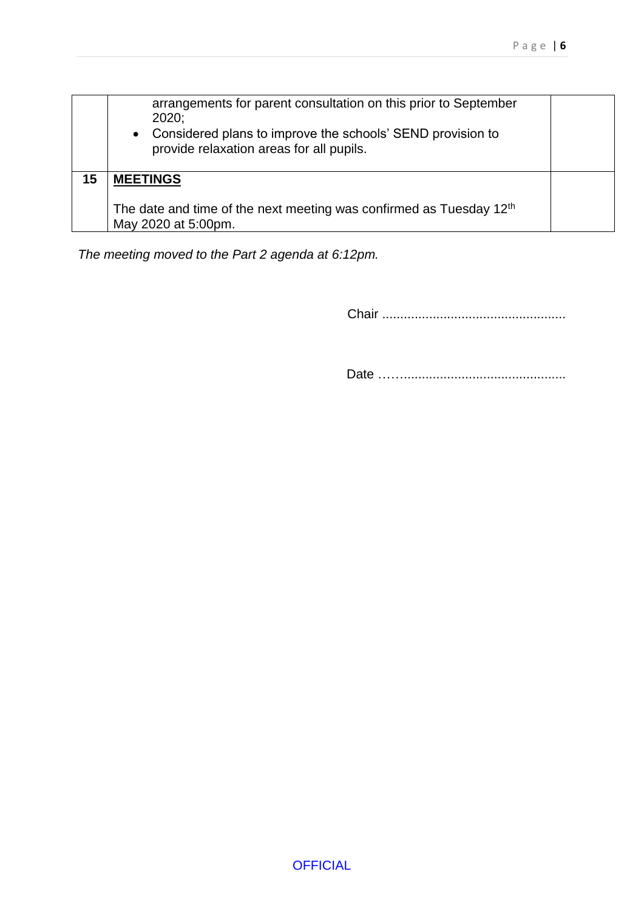| | | |
|---|---|---|
| | arrangements for parent consultation on this prior to September 2020;<br>• Considered plans to improve the schools' SEND provision to provide relaxation areas for all pupils. | |
| **15** | **MEETINGS**<br><br>The date and time of the next meeting was confirmed as Tuesday 12th May 2020 at 5:00pm. | |

*The meeting moved to the Part 2 agenda at 6:12pm.*

Chair ..................................................

Date ……..............................................

OFFICIAL